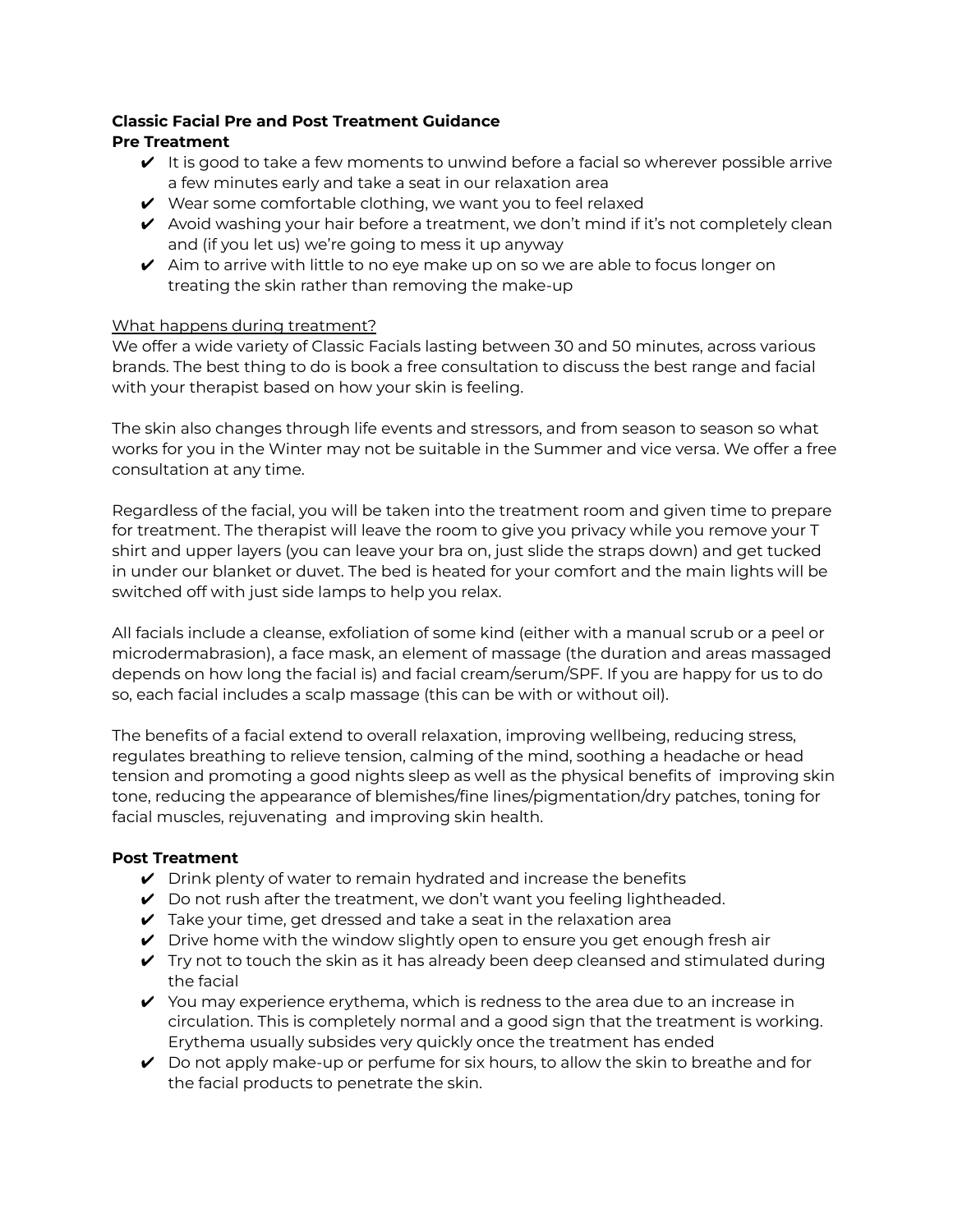**Classic Facial Pre and Post Treatment Guidance**

**Pre Treatment**

- ✔ It is good to take a few moments to unwind before a facial so wherever possible arrive a few minutes early and take a seat in our relaxation area
- ✔ Wear some comfortable clothing, we want you to feel relaxed
- ✔ Avoid washing your hair before a treatment, we don't mind if it's not completely clean and (if you let us) we're going to mess it up anyway
- ✔ Aim to arrive with little to no eye make up on so we are able to focus longer on treating the skin rather than removing the make-up

<u>What happens during treatment?</u>

We offer a wide variety of Classic Facials lasting between 30 and 50 minutes, across various brands. The best thing to do is book a free consultation to discuss the best range and facial with your therapist based on how your skin is feeling.

The skin also changes through life events and stressors, and from season to season so what works for you in the Winter may not be suitable in the Summer and vice versa. We offer a free consultation at any time.

Regardless of the facial, you will be taken into the treatment room and given time to prepare for treatment. The therapist will leave the room to give you privacy while you remove your T shirt and upper layers (you can leave your bra on, just slide the straps down) and get tucked in under our blanket or duvet. The bed is heated for your comfort and the main lights will be switched off with just side lamps to help you relax.

All facials include a cleanse, exfoliation of some kind (either with a manual scrub or a peel or microdermabrasion), a face mask, an element of massage (the duration and areas massaged depends on how long the facial is) and facial cream/serum/SPF. If you are happy for us to do so, each facial includes a scalp massage (this can be with or without oil).

The benefits of a facial extend to overall relaxation, improving wellbeing, reducing stress, regulates breathing to relieve tension, calming of the mind, soothing a headache or head tension and promoting a good nights sleep as well as the physical benefits of improving skin tone, reducing the appearance of blemishes/fine lines/pigmentation/dry patches, toning for facial muscles, rejuvenating and improving skin health.

**Post Treatment**

- ✔ Drink plenty of water to remain hydrated and increase the benefits
- ✔ Do not rush after the treatment, we don't want you feeling lightheaded.
- ✔ Take your time, get dressed and take a seat in the relaxation area
- ✔ Drive home with the window slightly open to ensure you get enough fresh air
- ✔ Try not to touch the skin as it has already been deep cleansed and stimulated during the facial
- ✔ You may experience erythema, which is redness to the area due to an increase in circulation. This is completely normal and a good sign that the treatment is working. Erythema usually subsides very quickly once the treatment has ended
- ✔ Do not apply make-up or perfume for six hours, to allow the skin to breathe and for the facial products to penetrate the skin.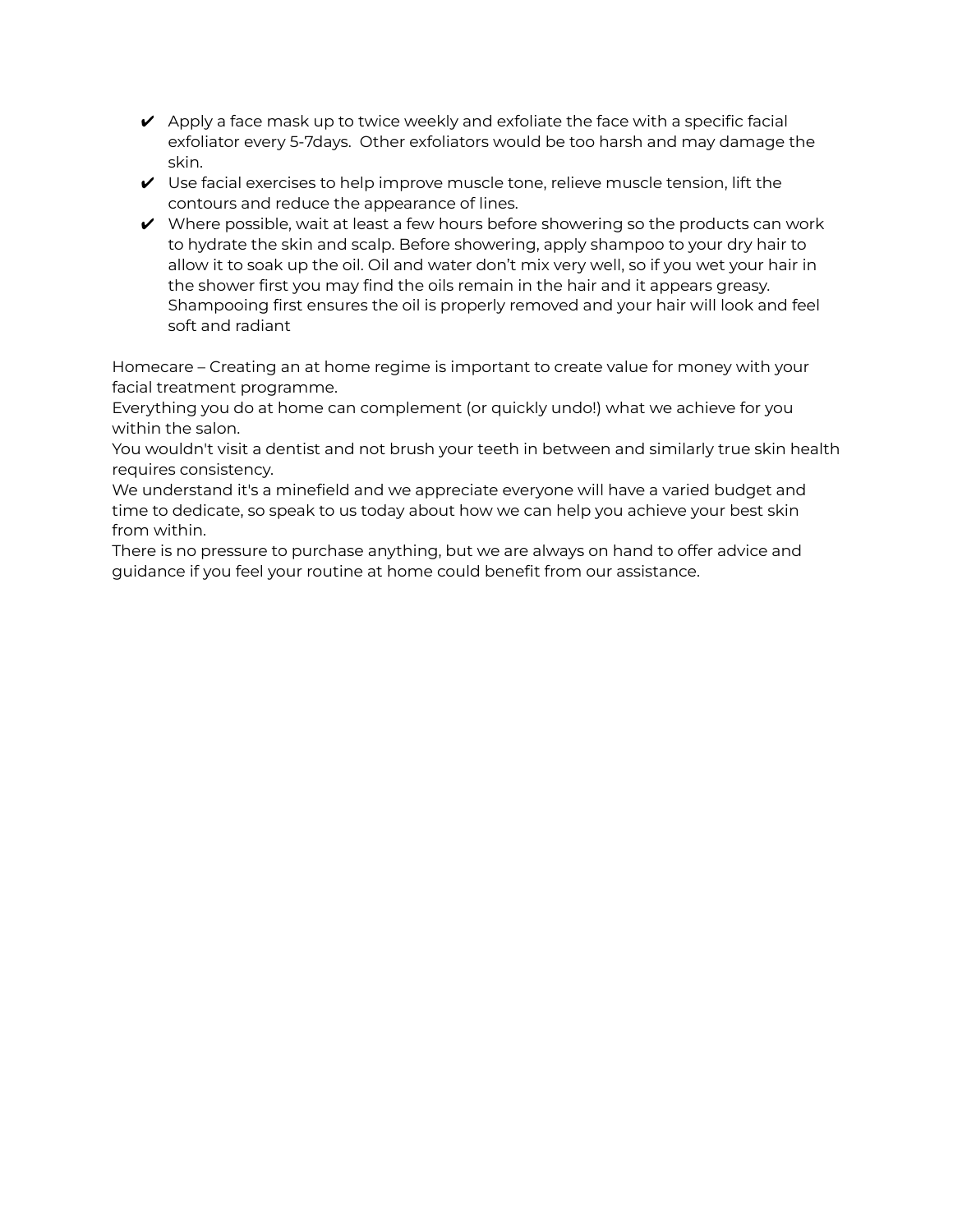- ✔ Apply a face mask up to twice weekly and exfoliate the face with a specific facial exfoliator every 5-7days. Other exfoliators would be too harsh and may damage the skin.
- ✔ Use facial exercises to help improve muscle tone, relieve muscle tension, lift the contours and reduce the appearance of lines.
- ✔ Where possible, wait at least a few hours before showering so the products can work to hydrate the skin and scalp. Before showering, apply shampoo to your dry hair to allow it to soak up the oil. Oil and water don't mix very well, so if you wet your hair in the shower first you may find the oils remain in the hair and it appears greasy. Shampooing first ensures the oil is properly removed and your hair will look and feel soft and radiant

Homecare – Creating an at home regime is important to create value for money with your facial treatment programme.
Everything you do at home can complement (or quickly undo!) what we achieve for you within the salon.
You wouldn't visit a dentist and not brush your teeth in between and similarly true skin health requires consistency.
We understand it's a minefield and we appreciate everyone will have a varied budget and time to dedicate, so speak to us today about how we can help you achieve your best skin from within.
There is no pressure to purchase anything, but we are always on hand to offer advice and guidance if you feel your routine at home could benefit from our assistance.